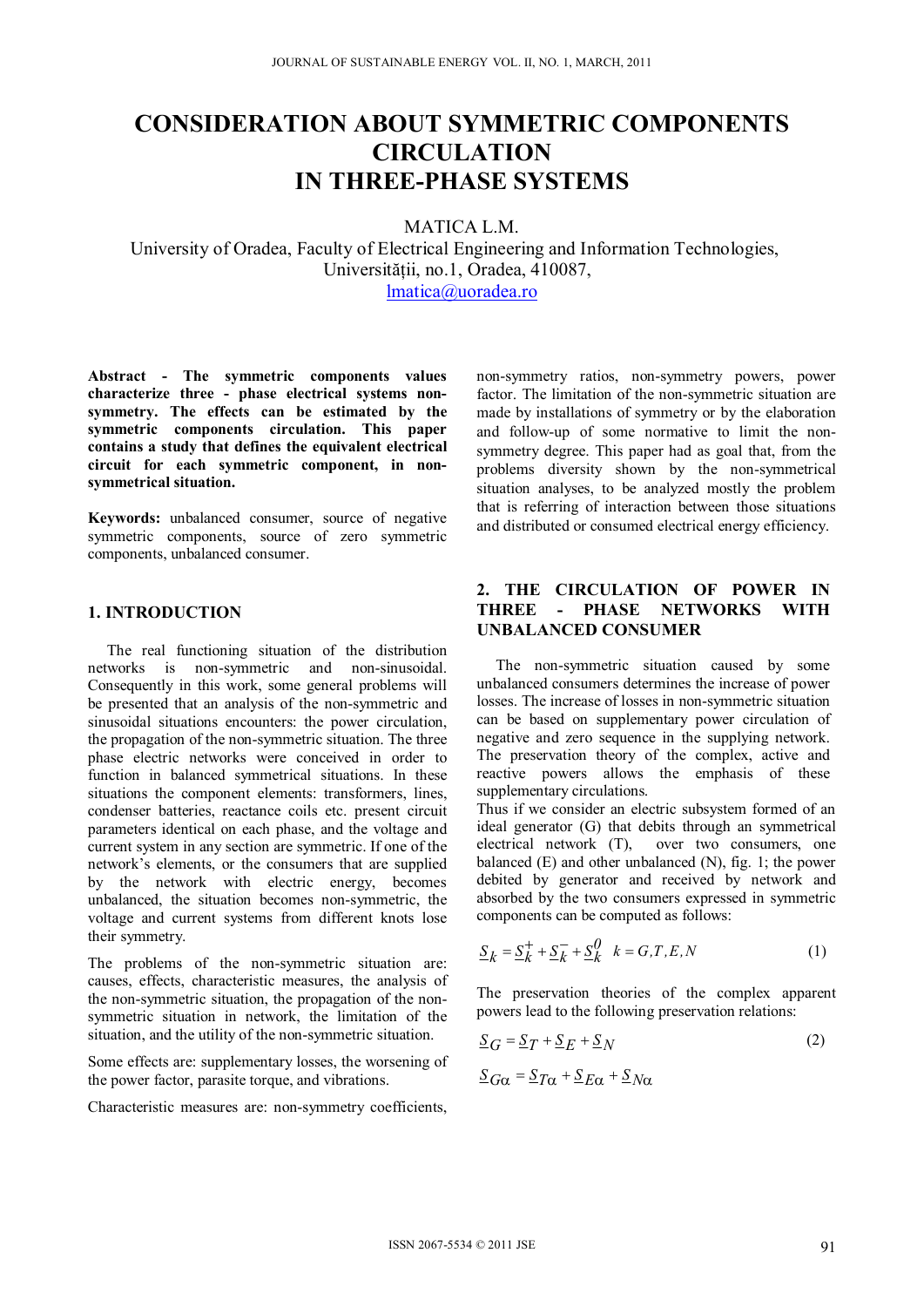# CONSIDERATION ABOUT SYMMETRIC COMPONENTS CIRCULATION IN THREE-PHASE SYSTEMS

MATICA L.M.

University of Oradea, Faculty of Electrical Engineering and Information Technologies, Universității, no.1, Oradea, 410087,

lmatica@uoradea.ro

**Abstract - The symmetric components values characterize three - phase electrical systems non-symmetry. The effects can be estimated by the symmetric components circulation. This paper contains a study that defines the equivalent electrical circuit for each symmetric component, in non-symmetrical situation.**

**Keywords:** unbalanced consumer, source of negative symmetric components, source of zero symmetric components, unbalanced consumer.

## 1. INTRODUCTION

The real functioning situation of the distribution networks is non-symmetric and non-sinusoidal. Consequently in this work, some general problems will be presented that an analysis of the non-symmetric and sinusoidal situations encounters: the power circulation, the propagation of the non-symmetric situation. The three phase electric networks were conceived in order to function in balanced symmetrical situations. In these situations the component elements: transformers, lines, condenser batteries, reactance coils etc. present circuit parameters identical on each phase, and the voltage and current system in any section are symmetric. If one of the network's elements, or the consumers that are supplied by the network with electric energy, becomes unbalanced, the situation becomes non-symmetric, the voltage and current systems from different knots lose their symmetry.

The problems of the non-symmetric situation are: causes, effects, characteristic measures, the analysis of the non-symmetric situation, the propagation of the non-symmetric situation in network, the limitation of the situation, and the utility of the non-symmetric situation.

Some effects are: supplementary losses, the worsening of the power factor, parasite torque, and vibrations.

Characteristic measures are: non-symmetry coefficients, non-symmetry ratios, non-symmetry powers, power factor. The limitation of the non-symmetric situation are made by installations of symmetry or by the elaboration and follow-up of some normative to limit the non-symmetry degree. This paper had as goal that, from the problems diversity shown by the non-symmetrical situation analyses, to be analyzed mostly the problem that is referring of interaction between those situations and distributed or consumed electrical energy efficiency.

## 2. THE CIRCULATION OF POWER IN THREE - PHASE NETWORKS WITH UNBALANCED CONSUMER

The non-symmetric situation caused by some unbalanced consumers determines the increase of power losses. The increase of losses in non-symmetric situation can be based on supplementary power circulation of negative and zero sequence in the supplying network. The preservation theory of the complex, active and reactive powers allows the emphasis of these supplementary circulations.

Thus if we consider an electric subsystem formed of an ideal generator (G) that debits through an symmetrical electrical network (T), over two consumers, one balanced (E) and other unbalanced (N), fig. 1; the power debited by generator and received by network and absorbed by the two consumers expressed in symmetric components can be computed as follows:

$$\underline{S}_k = \underline{S}_k^{+} + \underline{S}_k^{-} + \underline{S}_k^{0} \quad k = G, T, E, N \tag{1}$$

The preservation theories of the complex apparent powers lead to the following preservation relations:

$$\underline{S}_G = \underline{S}_T + \underline{S}_E + \underline{S}_N \tag{2}$$

$$\underline{S}_{G\alpha} = \underline{S}_{T\alpha} + \underline{S}_{E\alpha} + \underline{S}_{N\alpha}$$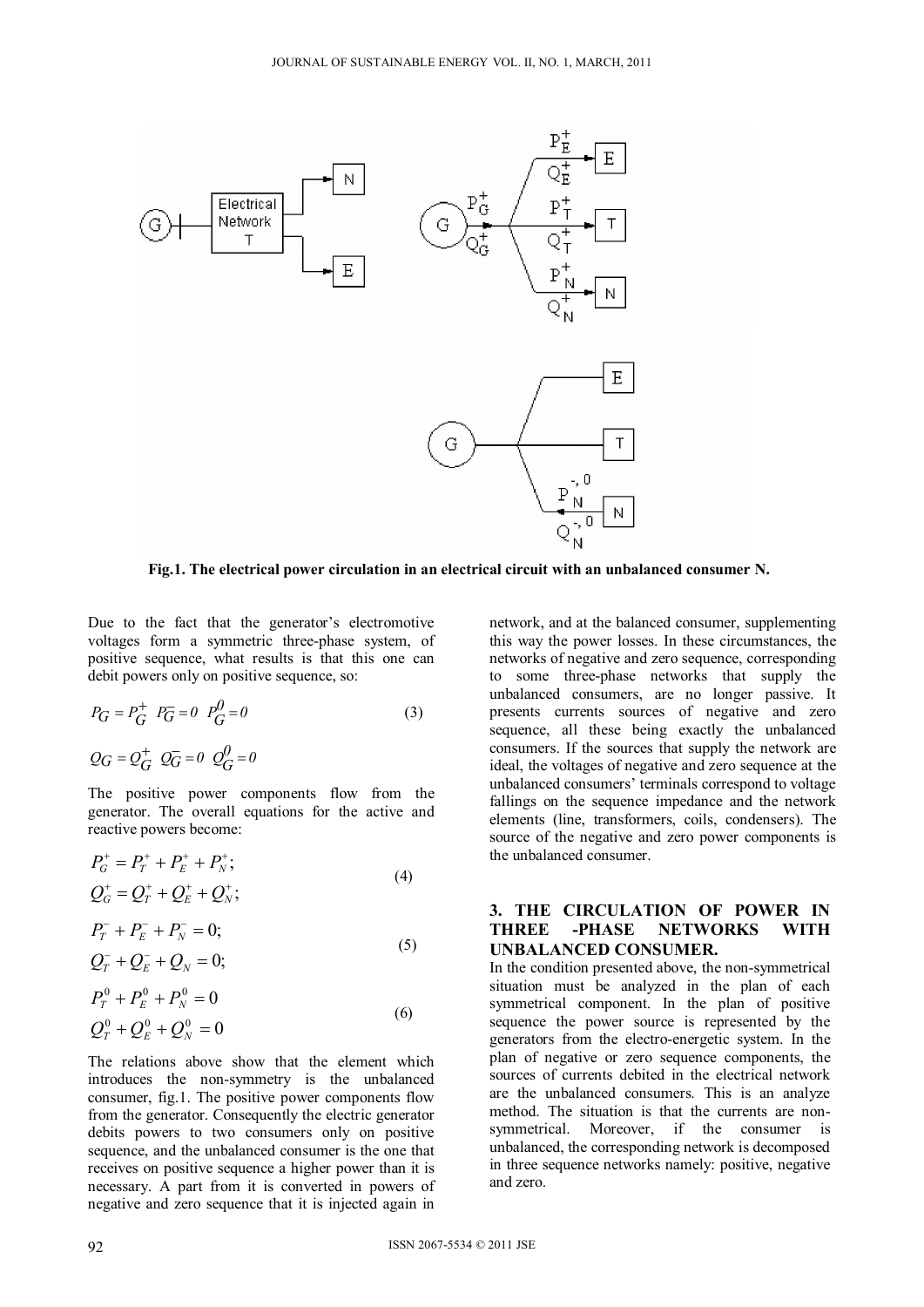**Fig.1. The electrical power circulation in an electrical circuit with an unbalanced consumer N.**

Due to the fact that the generator's electromotive voltages form a symmetric three-phase system, of positive sequence, what results is that this one can debit powers only on positive sequence, so:

$$P_G = P_G^+ \quad P_G^- = 0 \quad P_G^0 = 0 \tag{3}$$

$$Q_G = Q_G^+ \quad Q_G^- = 0 \quad Q_G^0 = 0$$

The positive power components flow from the generator. The overall equations for the active and reactive powers become:

$$P_G^+ = P_T^+ + P_E^+ + P_N^+; \qquad Q_G^+ = Q_T^+ + Q_E^+ + Q_N^+; \tag{4}$$

$$P_T^- + P_E^- + P_N^- = 0; \qquad Q_T^- + Q_E^- + Q_N^- = 0; \tag{5}$$

$$P_T^0 + P_E^0 + P_N^0 = 0 \qquad Q_T^0 + Q_E^0 + Q_N^0 = 0 \tag{6}$$

The relations above show that the element which introduces the non-symmetry is the unbalanced consumer, fig.1. The positive power components flow from the generator. Consequently the electric generator debits powers to two consumers only on positive sequence, and the unbalanced consumer is the one that receives on positive sequence a higher power than it is necessary. A part from it is converted in powers of negative and zero sequence that it is injected again in network, and at the balanced consumer, supplementing this way the power losses. In these circumstances, the networks of negative and zero sequence, corresponding to some three-phase networks that supply the unbalanced consumers, are no longer passive. It presents currents sources of negative and zero sequence, all these being exactly the unbalanced consumers. If the sources that supply the network are ideal, the voltages of negative and zero sequence at the unbalanced consumers' terminals correspond to voltage fallings on the sequence impedance and the network elements (line, transformers, coils, condensers). The source of the negative and zero power components is the unbalanced consumer.

## 3. THE CIRCULATION OF POWER IN THREE -PHASE NETWORKS WITH UNBALANCED CONSUMER.

In the condition presented above, the non-symmetrical situation must be analyzed in the plan of each symmetrical component. In the plan of positive sequence the power source is represented by the generators from the electro-energetic system. In the plan of negative or zero sequence components, the sources of currents debited in the electrical network are the unbalanced consumers. This is an analyze method. The situation is that the currents are non-symmetrical. Moreover, if the consumer is unbalanced, the corresponding network is decomposed in three sequence networks namely: positive, negative and zero.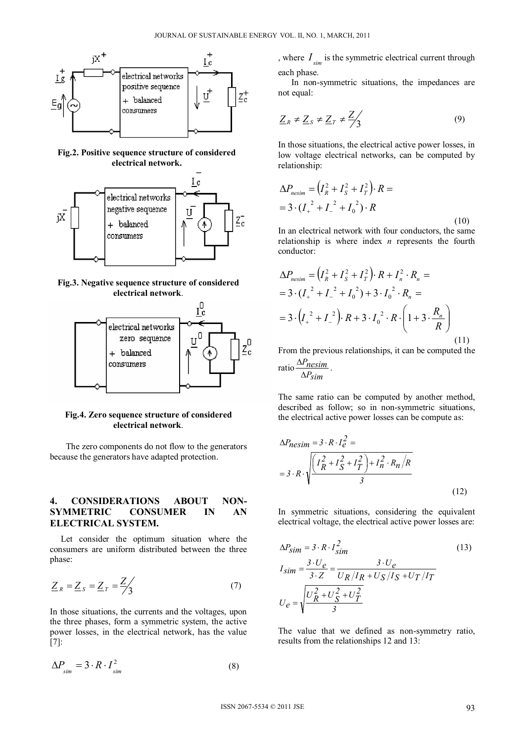Fig.2. Positive sequence structure of considered electrical network.

Fig.3. Negative sequence structure of considered electrical network.

Fig.4. Zero sequence structure of considered electrical network.

The zero components do not flow to the generators because the generators have adapted protection.

## 4. CONSIDERATIONS ABOUT NON-SYMMETRIC CONSUMER IN AN ELECTRICAL SYSTEM.

Let consider the optimum situation where the consumers are uniform distributed between the three phase:

$$\underline{Z}_R = \underline{Z}_S = \underline{Z}_T = \frac{Z}{3} \tag{7}$$

In those situations, the currents and the voltages, upon the three phases, form a symmetric system, the active power losses, in the electrical network, has the value [7]:

$$\Delta P_{sim} = 3 \cdot R \cdot I_{sim}^2 \tag{8}$$

, where $I_{sim}$ is the symmetric electrical current through each phase.

In non-symmetric situations, the impedances are not equal:

$$\underline{Z}_R \neq \underline{Z}_S \neq \underline{Z}_T \neq \frac{Z}{3} \tag{9}$$

In those situations, the electrical active power losses, in low voltage electrical networks, can be computed by relationship:

$$\begin{aligned}\Delta P_{nesim} &= \left(I_R^2 + I_S^2 + I_T^2\right) \cdot R = \\ &= 3 \cdot (I_+{}^2 + I_-{}^2 + I_0{}^2) \cdot R\end{aligned} \tag{10}$$

In an electrical network with four conductors, the same relationship is where index $n$ represents the fourth conductor:

$$\begin{aligned}\Delta P_{nesim} &= \left(I_R^2 + I_S^2 + I_T^2\right) \cdot R + I_n^2 \cdot R_n = \\ &= 3 \cdot (I_+{}^2 + I_-{}^2 + I_0{}^2) + 3 \cdot I_0{}^2 \cdot R_n = \\ &= 3 \cdot \left(I_+{}^2 + I_-{}^2\right) \cdot R + 3 \cdot I_0{}^2 \cdot R \cdot \left(1 + 3 \cdot \frac{R_n}{R}\right)\end{aligned} \tag{11}$$

From the previous relationships, it can be computed the ratio $\frac{\Delta P_{nesim}}{\Delta P_{sim}}$.

The same ratio can be computed by another method, described as follow; so in non-symmetric situations, the electrical active power losses can be compute as:

$$\begin{aligned}\Delta P_{nesim} &= 3 \cdot R \cdot I_e^2 = \\ &= 3 \cdot R \cdot \sqrt{\frac{\left(I_R^2 + I_S^2 + I_T^2\right) + I_n^2 \cdot R_n / R}{3}}\end{aligned} \tag{12}$$

In symmetric situations, considering the equivalent electrical voltage, the electrical active power losses are:

$$\Delta P_{sim} = 3 \cdot R \cdot I_{sim}^2 \tag{13}$$

$$I_{sim} = \frac{3 \cdot U_e}{3 \cdot Z} = \frac{3 \cdot U_e}{U_R / I_R + U_S / I_S + U_T / I_T}$$

$$U_e = \sqrt{\frac{U_R^2 + U_S^2 + U_T^2}{3}}$$

The value that we defined as non-symmetry ratio, results from the relationships 12 and 13: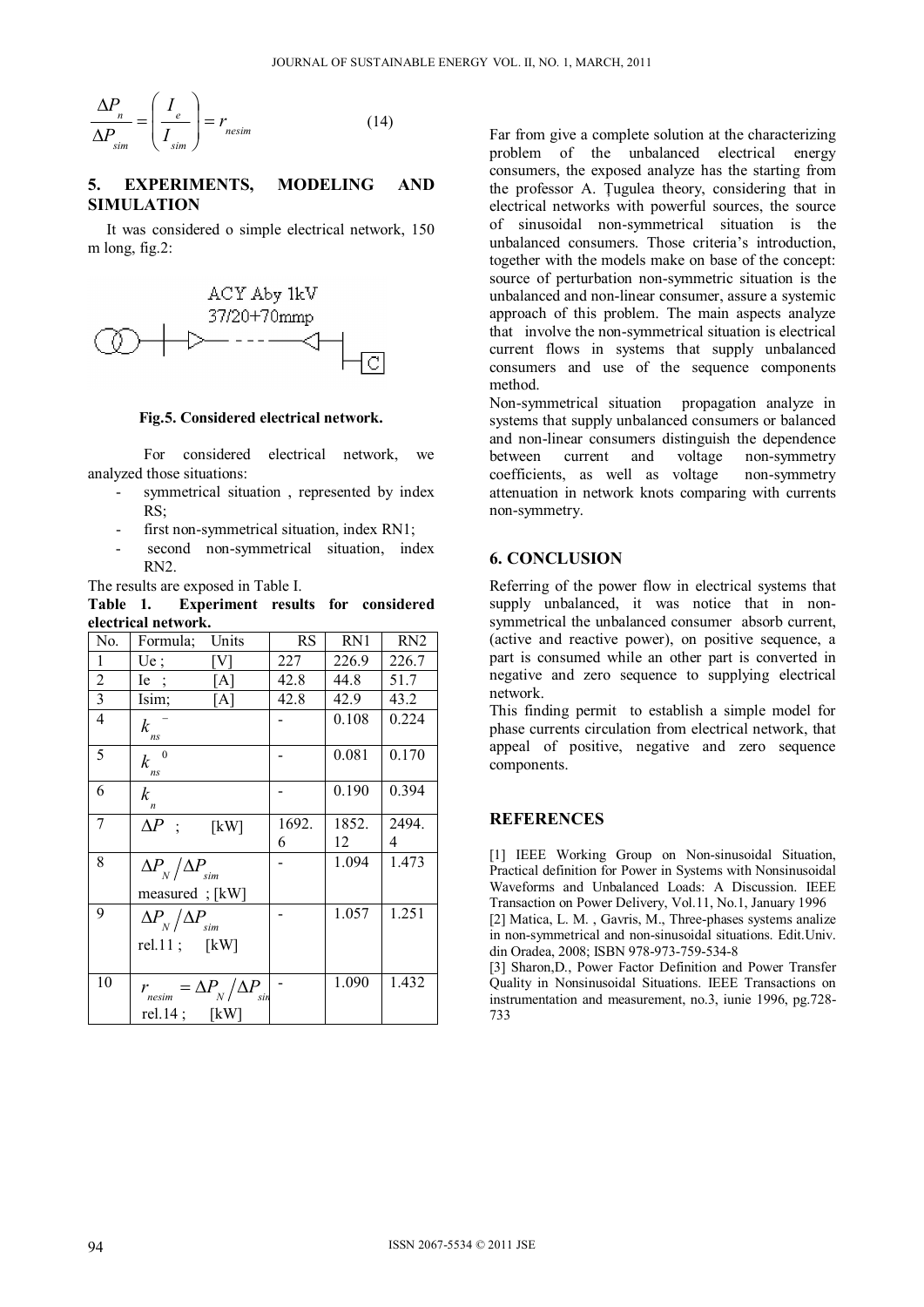$$\frac{\Delta P_n}{\Delta P_{sim}} = \left(\frac{I_e}{I_{sim}}\right) = r_{nesim} \qquad (14)$$

## 5. EXPERIMENTS, MODELING AND SIMULATION

It was considered o simple electrical network, 150 m long, fig.2:

ACY Aby 1kV
37/20+70mmp
C

**Fig.5. Considered electrical network.**

For considered electrical network, we analyzed those situations:

- symmetrical situation , represented by index RS;
- first non-symmetrical situation, index RN1;
- second non-symmetrical situation, index RN2.

The results are exposed in Table I.

**Table 1. Experiment results for considered electrical network.**

| No. | Formula; Units | RS | RN1 | RN2 |
|---|---|---|---|---|
| 1 | Ue ; [V] | 227 | 226.9 | 226.7 |
| 2 | Ie ; [A] | 42.8 | 44.8 | 51.7 |
| 3 | Isim; [A] | 42.8 | 42.9 | 43.2 |
| 4 | $k_{ns}^{-}$ | - | 0.108 | 0.224 |
| 5 | $k_{ns}^{0}$ | - | 0.081 | 0.170 |
| 6 | $k_{n}$ | - | 0.190 | 0.394 |
| 7 | $\Delta P$ ; [kW] | 1692.6 | 1852.12 | 2494.4 |
| 8 | $\Delta P_N / \Delta P_{sim}$ measured ; [kW] | - | 1.094 | 1.473 |
| 9 | $\Delta P_N / \Delta P_{sim}$ rel.11 ; [kW] | - | 1.057 | 1.251 |
| 10 | $r_{nesim} = \Delta P_N / \Delta P_{sim}$ rel.14 ; [kW] | - | 1.090 | 1.432 |

Far from give a complete solution at the characterizing problem of the unbalanced electrical energy consumers, the exposed analyze has the starting from the professor A. Ţugulea theory, considering that in electrical networks with powerful sources, the source of sinusoidal non-symmetrical situation is the unbalanced consumers. Those criteria's introduction, together with the models make on base of the concept: source of perturbation non-symmetric situation is the unbalanced and non-linear consumer, assure a systemic approach of this problem. The main aspects analyze that involve the non-symmetrical situation is electrical current flows in systems that supply unbalanced consumers and use of the sequence components method.

Non-symmetrical situation propagation analyze in systems that supply unbalanced consumers or balanced and non-linear consumers distinguish the dependence between current and voltage non-symmetry coefficients, as well as voltage non-symmetry attenuation in network knots comparing with currents non-symmetry.

## 6. CONCLUSION

Referring of the power flow in electrical systems that supply unbalanced, it was notice that in non-symmetrical the unbalanced consumer absorb current, (active and reactive power), on positive sequence, a part is consumed while an other part is converted in negative and zero sequence to supplying electrical network.

This finding permit to establish a simple model for phase currents circulation from electrical network, that appeal of positive, negative and zero sequence components.

## REFERENCES

[1] IEEE Working Group on Non-sinusoidal Situation, Practical definition for Power in Systems with Nonsinusoidal Waveforms and Unbalanced Loads: A Discussion. IEEE Transaction on Power Delivery, Vol.11, No.1, January 1996

[2] Matica, L. M. , Gavris, M., Three-phases systems analize in non-symmetrical and non-sinusoidal situations. Edit.Univ. din Oradea, 2008; ISBN 978-973-759-534-8

[3] Sharon,D., Power Factor Definition and Power Transfer Quality in Nonsinusoidal Situations. IEEE Transactions on instrumentation and measurement, no.3, iunie 1996, pg.728-733